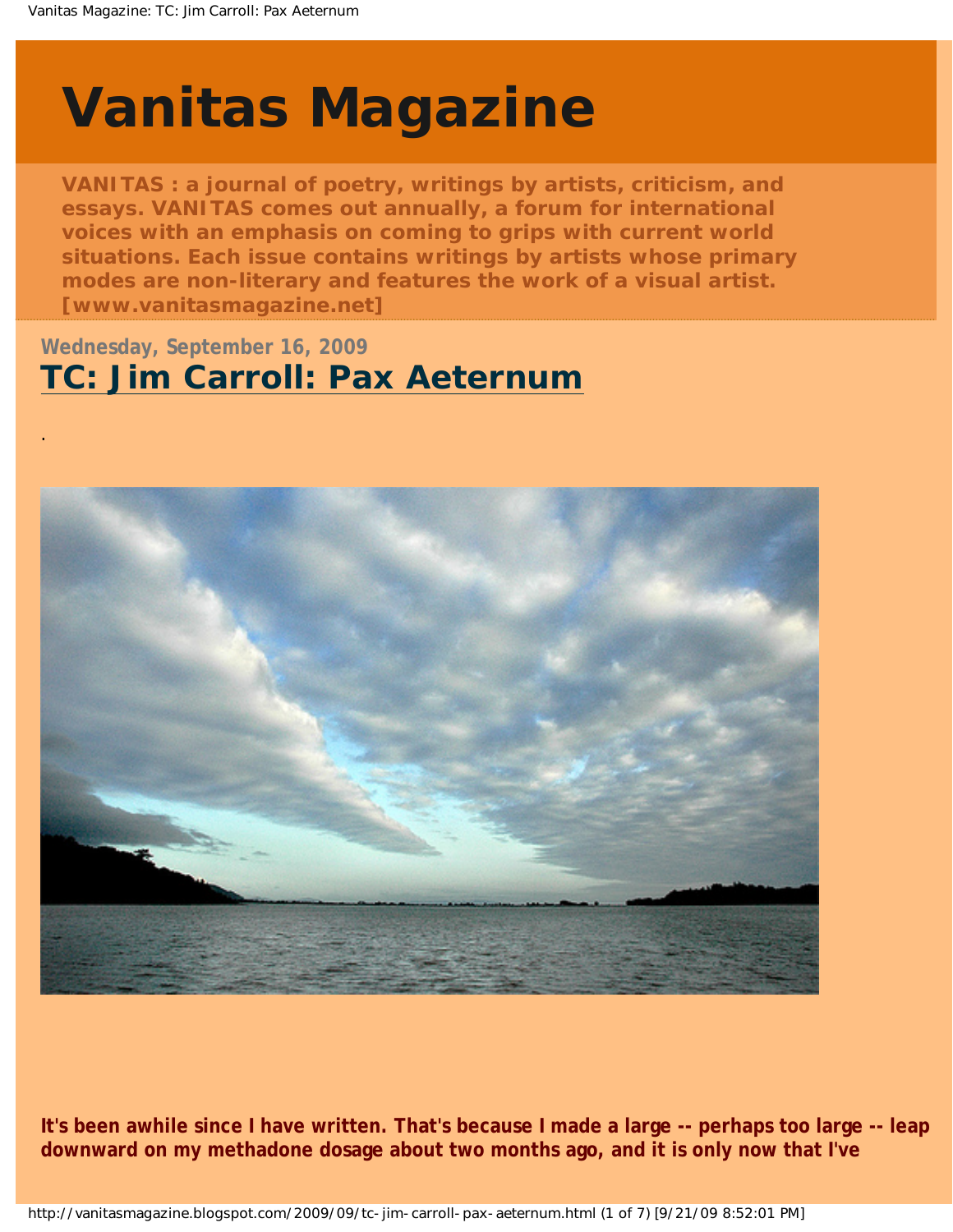# Vanitas Magazine

**VANITAS : a journal of poetry, writings by artists, criticism, and essays. VANITAS comes out annually, a forum for international voices with an emphasis on coming to grips with current world situations. Each issue contains writings by artists whose primary modes are non-literary and features the work of a visual artist. [www.vanitasmagazine.net]**

Wednesday, September 16, 2009

## TC: Jim Carroll: Pax Aeternum

.

**It's been awhile since I have written. That's because I made a large -- perhaps too large -- leap downward on my methadone dosage about two months ago, and it is only now that I've**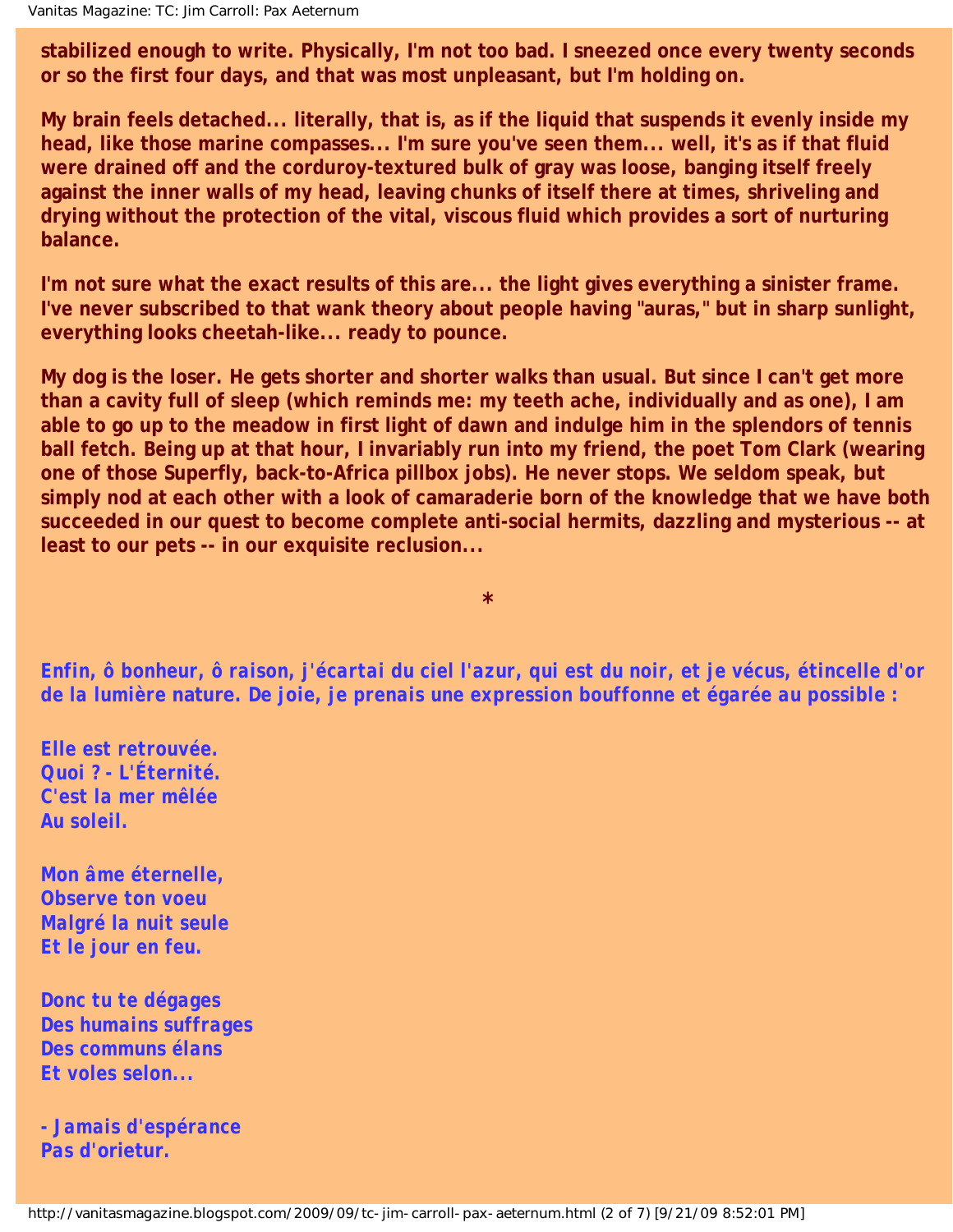**stabilized enough to write. Physically, I'm not too bad. I sneezed once every twenty seconds or so the first four days, and that was most unpleasant, but I'm holding on.**

**My brain feels detached... literally, that is, as if the liquid that suspends it evenly inside my head, like those marine compasses... I'm sure you've seen them... well, it's as if that fluid were drained off and the corduroy-textured bulk of gray was loose, banging itself freely against the inner walls of my head, leaving chunks of itself there at times, shriveling and drying without the protection of the vital, viscous fluid which provides a sort of nurturing balance.**

**I'm not sure what the exact results of this are... the light gives everything a sinister frame. I've never subscribed to that wank theory about people having "auras," but in sharp sunlight, everything looks cheetah-like... ready to pounce.**

**My dog is the loser. He gets shorter and shorter walks than usual. But since I can't get more than a cavity full of sleep (which reminds me: my teeth ache, individually and as one), I am able to go up to the meadow in first light of dawn and indulge him in the splendors of tennis ball fetch. Being up at that hour, I invariably run into my friend, the poet Tom Clark (wearing one of those Superfly, back-to-Africa pillbox jobs). He never stops. We seldom speak, but simply nod at each other with a look of camaraderie born of the knowledge that we have both succeeded in our quest to become complete anti-social hermits, dazzling and mysterious -- at least to our pets -- in our exquisite reclusion...**

*

**Enfin, ô bonheur, ô raison, j'écartai du ciel l'azur, qui est du noir, et je vécus, étincelle d'or de la lumière nature. De joie, je prenais une expression bouffonne et égarée au possible :**

**Elle est retrouvée.
Quoi ? - L'Éternité.
C'est la mer mêlée
Au soleil.**

**Mon âme éternelle,
Observe ton voeu
Malgré la nuit seule
Et le jour en feu.**

**Donc tu te dégages
Des humains suffrages
Des communs élans
Et voles selon...**

**- Jamais d'espérance
Pas d'orietur.**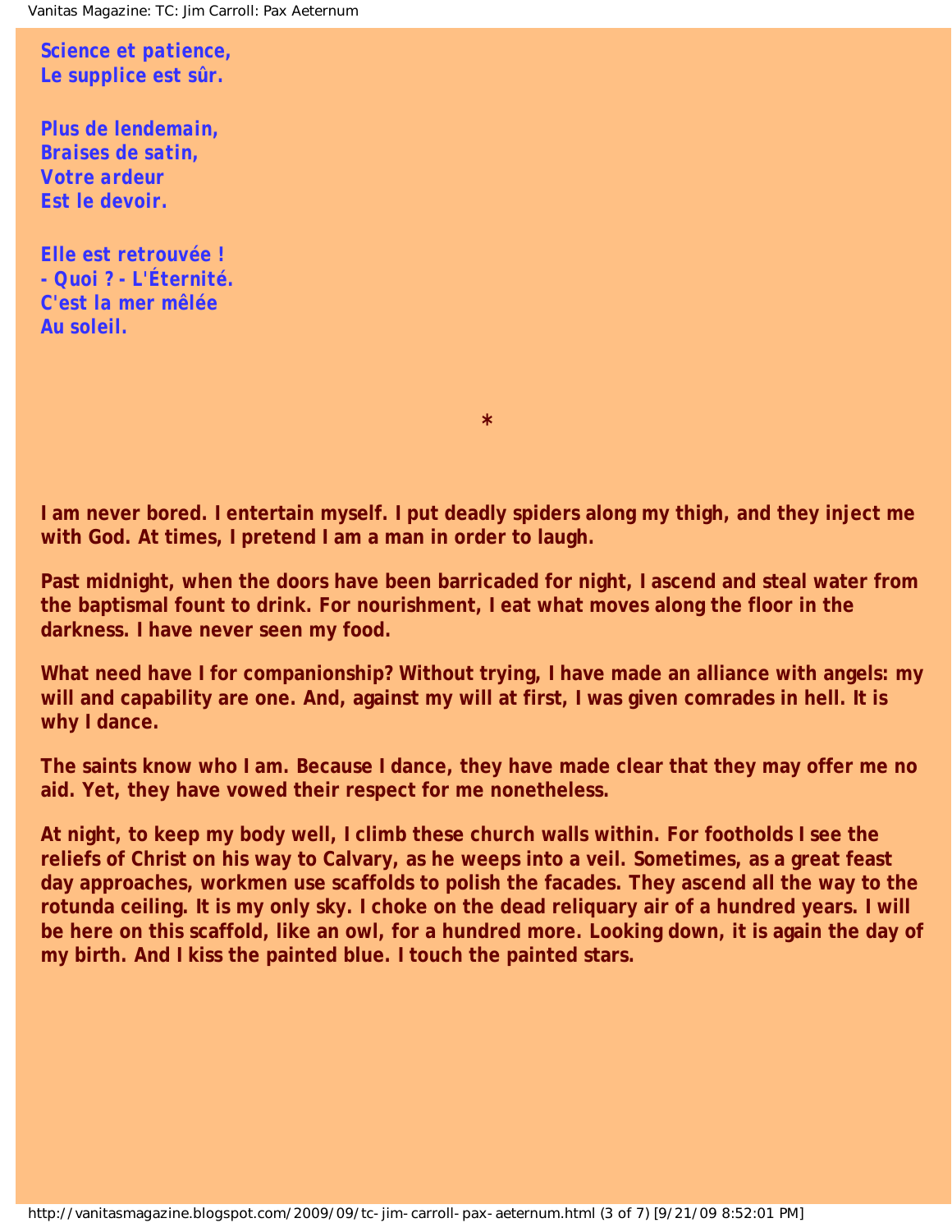**Science et patience,**
**Le supplice est sûr.**

**Plus de lendemain,**
**Braises de satin,**
**Votre ardeur**
**Est le devoir.**

**Elle est retrouvée !**
**- Quoi ? - L'Éternité.**
**C'est la mer mêlée**
**Au soleil.**

*

**I am never bored. I entertain myself. I put deadly spiders along my thigh, and they inject me with God. At times, I pretend I am a man in order to laugh.**

**Past midnight, when the doors have been barricaded for night, I ascend and steal water from the baptismal fount to drink. For nourishment, I eat what moves along the floor in the darkness. I have never seen my food.**

**What need have I for companionship? Without trying, I have made an alliance with angels: my will and capability are one. And, against my will at first, I was given comrades in hell. It is why I dance.**

**The saints know who I am. Because I dance, they have made clear that they may offer me no aid. Yet, they have vowed their respect for me nonetheless.**

**At night, to keep my body well, I climb these church walls within. For footholds I see the reliefs of Christ on his way to Calvary, as he weeps into a veil. Sometimes, as a great feast day approaches, workmen use scaffolds to polish the facades. They ascend all the way to the rotunda ceiling. It is my only sky. I choke on the dead reliquary air of a hundred years. I will be here on this scaffold, like an owl, for a hundred more. Looking down, it is again the day of my birth. And I kiss the painted blue. I touch the painted stars.**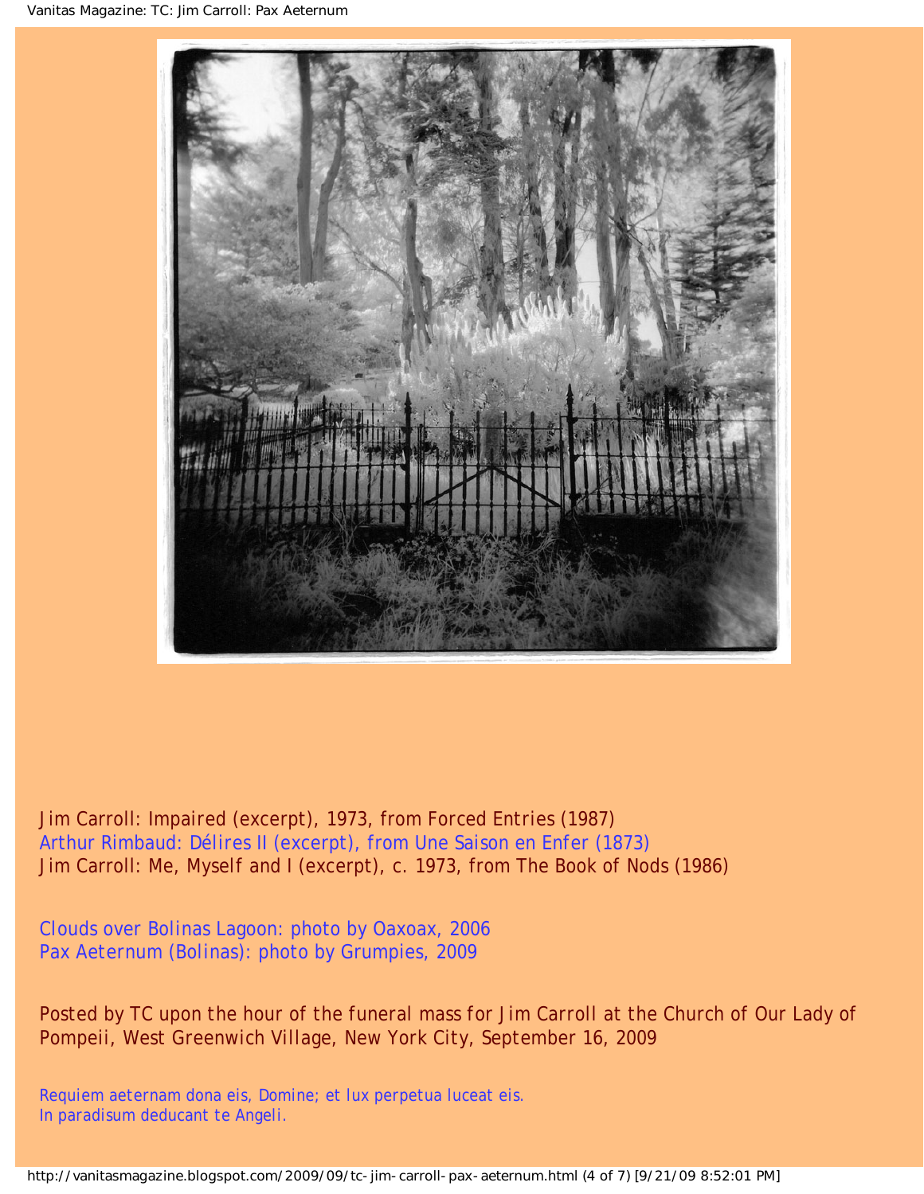Jim Carroll: Impaired (excerpt), 1973, from Forced Entries (1987)
Arthur Rimbaud: Délires II (excerpt), from Une Saison en Enfer (1873)
Jim Carroll: Me, Myself and I (excerpt), c. 1973, from The Book of Nods (1986)

Clouds over Bolinas Lagoon: photo by Oaxoax, 2006
Pax Aeternum (Bolinas): photo by Grumpies, 2009

Posted by TC upon the hour of the funeral mass for Jim Carroll at the Church of Our Lady of Pompeii, West Greenwich Village, New York City, September 16, 2009

Requiem aeternam dona eis, Domine; et lux perpetua luceat eis.
In paradisum deducant te Angeli.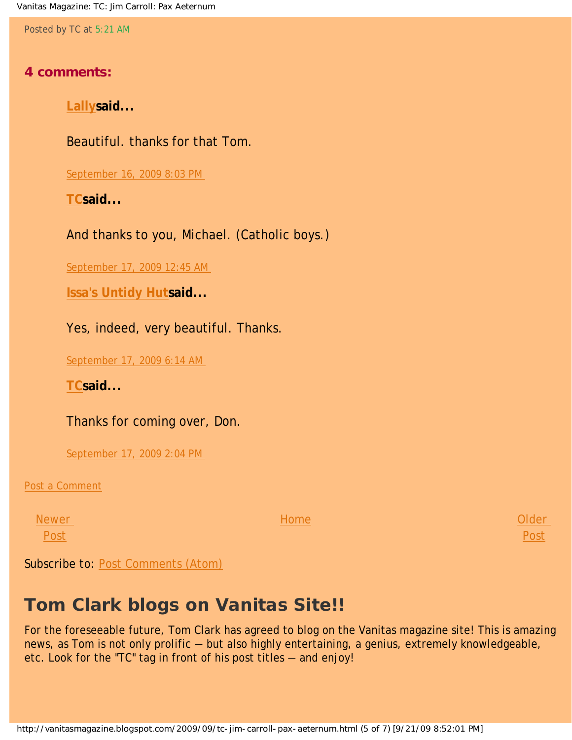Posted by TC at 5:21 AM

## 4 comments:

**Lally said...**

Beautiful. thanks for that Tom.

September 16, 2009 8:03 PM

**TC said...**

And thanks to you, Michael. (Catholic boys.)

September 17, 2009 12:45 AM

**Issa's Untidy Hut said...**

Yes, indeed, very beautiful. Thanks.

September 17, 2009 6:14 AM

**TC said...**

Thanks for coming over, Don.

September 17, 2009 2:04 PM

Post a Comment

Newer Post | Home | Older Post

Subscribe to: Post Comments (Atom)

## Tom Clark blogs on Vanitas Site!!

For the foreseeable future, Tom Clark has agreed to blog on the Vanitas magazine site! This is amazing news, as Tom is not only prolific — but also highly entertaining, a genius, extremely knowledgeable, etc. Look for the "TC" tag in front of his post titles — and enjoy!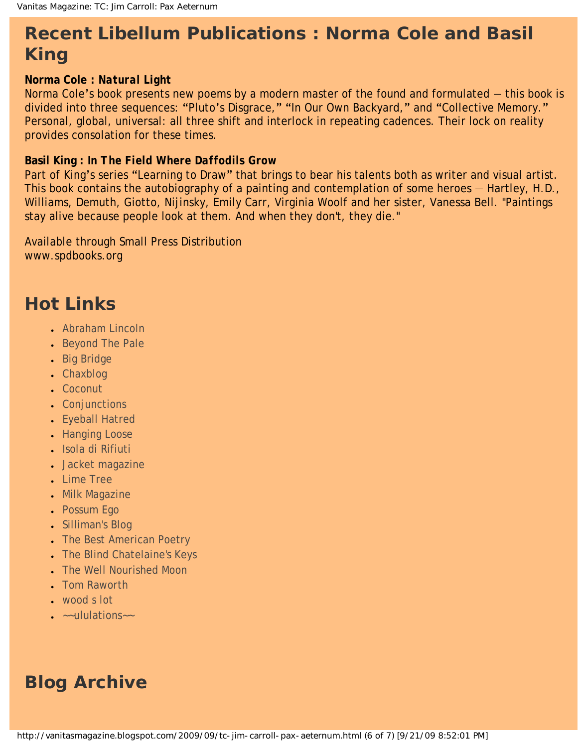## Recent Libellum Publications : Norma Cole and Basil King

**Norma Cole : Natural Light**
Norma Cole's book presents new poems by a modern master of the found and formulated — this book is divided into three sequences: "Pluto's Disgrace," "In Our Own Backyard," and "Collective Memory." Personal, global, universal: all three shift and interlock in repeating cadences. Their lock on reality provides consolation for these times.

**Basil King : In The Field Where Daffodils Grow**
Part of King's series "Learning to Draw" that brings to bear his talents both as writer and visual artist. This book contains the autobiography of a painting and contemplation of some heroes — Hartley, H.D., Williams, Demuth, Giotto, Nijinsky, Emily Carr, Virginia Woolf and her sister, Vanessa Bell. "Paintings stay alive because people look at them. And when they don't, they die."

Available through Small Press Distribution
www.spdbooks.org

## Hot Links

- Abraham Lincoln
- Beyond The Pale
- Big Bridge
- Chaxblog
- Coconut
- Conjunctions
- Eyeball Hatred
- Hanging Loose
- Isola di Rifiuti
- Jacket magazine
- Lime Tree
- Milk Magazine
- Possum Ego
- Silliman's Blog
- The Best American Poetry
- The Blind Chatelaine's Keys
- The Well Nourished Moon
- Tom Raworth
- wood s lot
- ~~ululations~~

## Blog Archive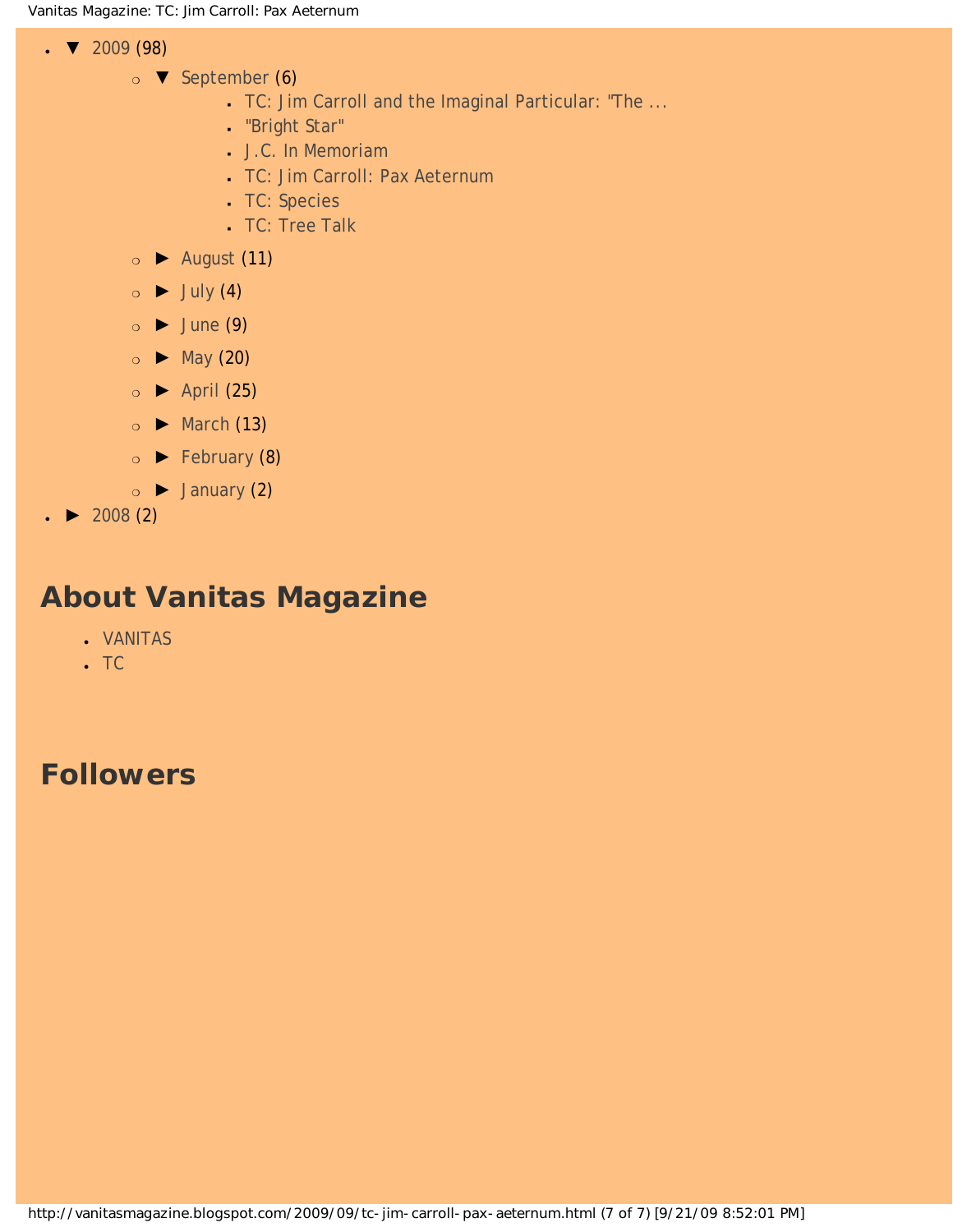- ▼ 2009 (98)
  - ▼ September (6)
    - TC: Jim Carroll and the Imaginal Particular: "The ...
    - "Bright Star"
    - J.C. In Memoriam
    - TC: Jim Carroll: Pax Aeternum
    - TC: Species
    - TC: Tree Talk
  - ► August (11)
  - ► July (4)
  - ► June (9)
  - ► May (20)
  - ► April (25)
  - ► March (13)
  - ► February (8)
  - ► January (2)
- ► 2008 (2)

## About Vanitas Magazine

- VANITAS
- TC

## Followers